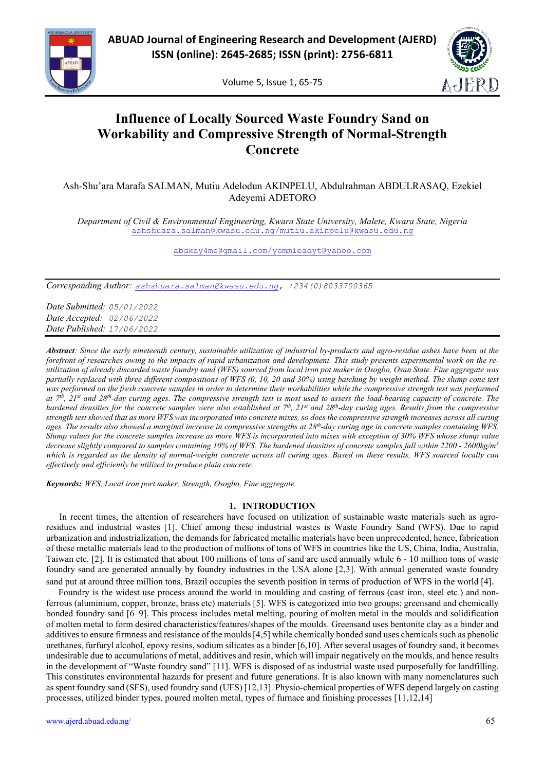ABUAD Journal of Engineering Research and Development (AJERD)
ISSN (online): 2645-2685; ISSN (print): 2756-6811

# Influence of Locally Sourced Waste Foundry Sand on Workability and Compressive Strength of Normal-Strength Concrete

Ash-Shu'ara Marafa SALMAN, Mutiu Adelodun AKINPELU, Abdulrahman ABDULRASAQ, Ezekiel Adeyemi ADETORO

*Department of Civil & Environmental Engineering, Kwara State University, Malete, Kwara State, Nigeria*
ashshuara.salman@kwasu.edu.ng/mutiu.akinpelu@kwasu.edu.ng

abdkay4me@gmail.com/yemmieadyt@yahoo.com

*Corresponding Author:* ashshuara.salman@kwasu.edu.ng, +234(0)8033700365

*Date Submitted:* 05/01/2022
*Date Accepted:* 02/06/2022
*Date Published:* 17/06/2022

***Abstract**: Since the early nineteenth century, sustainable utilization of industrial by-products and agro-residue ashes have been at the forefront of researches owing to the impacts of rapid urbanization and development. This study presents experimental work on the re-utilization of already discarded waste foundry sand (WFS) sourced from local iron pot maker in Osogbo, Osun State. Fine aggregate was partially replaced with three different compositions of WFS (0, 10, 20 and 30%) using batching by weight method. The slump cone test was performed on the fresh concrete samples in order to determine their workabilities while the compressive strength test was performed at 7th, 21st and 28th-day curing ages. The compressive strength test is most used to assess the load-bearing capacity of concrete. The hardened densities for the concrete samples were also established at 7th, 21st and 28th-day curing ages. Results from the compressive strength test showed that as more WFS was incorporated into concrete mixes, so does the compressive strength increases across all curing ages. The results also showed a marginal increase in compressive strengths at 28th-day curing age in concrete samples containing WFS. Slump values for the concrete samples increase as more WFS is incorporated into mixes with exception of 30% WFS whose slump value decrease slightly compared to samples containing 10% of WFS. The hardened densities of concrete samples fall within 2200 - 2600kg/m$^3$ which is regarded as the density of normal-weight concrete across all curing ages. Based on these results, WFS sourced locally can effectively and efficiently be utilized to produce plain concrete.*

**Keywords:** *WFS, Local iron port maker, Strength, Osogbo, Fine aggregate.*

## 1. INTRODUCTION

In recent times, the attention of researchers have focused on utilization of sustainable waste materials such as agro-residues and industrial wastes [1]. Chief among these industrial wastes is Waste Foundry Sand (WFS). Due to rapid urbanization and industrialization, the demands for fabricated metallic materials have been unprecedented, hence, fabrication of these metallic materials lead to the production of millions of tons of WFS in countries like the US, China, India, Australia, Taiwan etc. [2]. It is estimated that about 100 millions of tons of sand are used annually while 6 - 10 million tons of waste foundry sand are generated annually by foundry industries in the USA alone [2,3]. With annual generated waste foundry sand put at around three million tons, Brazil occupies the seventh position in terms of production of WFS in the world [4].

Foundry is the widest use process around the world in moulding and casting of ferrous (cast iron, steel etc.) and non-ferrous (aluminium, copper, bronze, brass etc) materials [5]. WFS is categorized into two groups; greensand and chemically bonded foundry sand [6–9]. This process includes metal melting, pouring of molten metal in the moulds and solidification of molten metal to form desired characteristics/features/shapes of the moulds. Greensand uses bentonite clay as a binder and additives to ensure firmness and resistance of the moulds [4,5] while chemically bonded sand uses chemicals such as phenolic urethanes, furfuryl alcohol, epoxy resins, sodium silicates as a binder [6,10]. After several usages of foundry sand, it becomes undesirable due to accumulations of metal, additives and resin, which will impair negatively on the moulds, and hence results in the development of "Waste foundry sand" [11]. WFS is disposed of as industrial waste used purposefully for landfilling. This constitutes environmental hazards for present and future generations. It is also known with many nomenclatures such as spent foundry sand (SFS), used foundry sand (UFS) [12,13]. Physio-chemical properties of WFS depend largely on casting processes, utilized binder types, poured molten metal, types of furnace and finishing processes [11,12,14]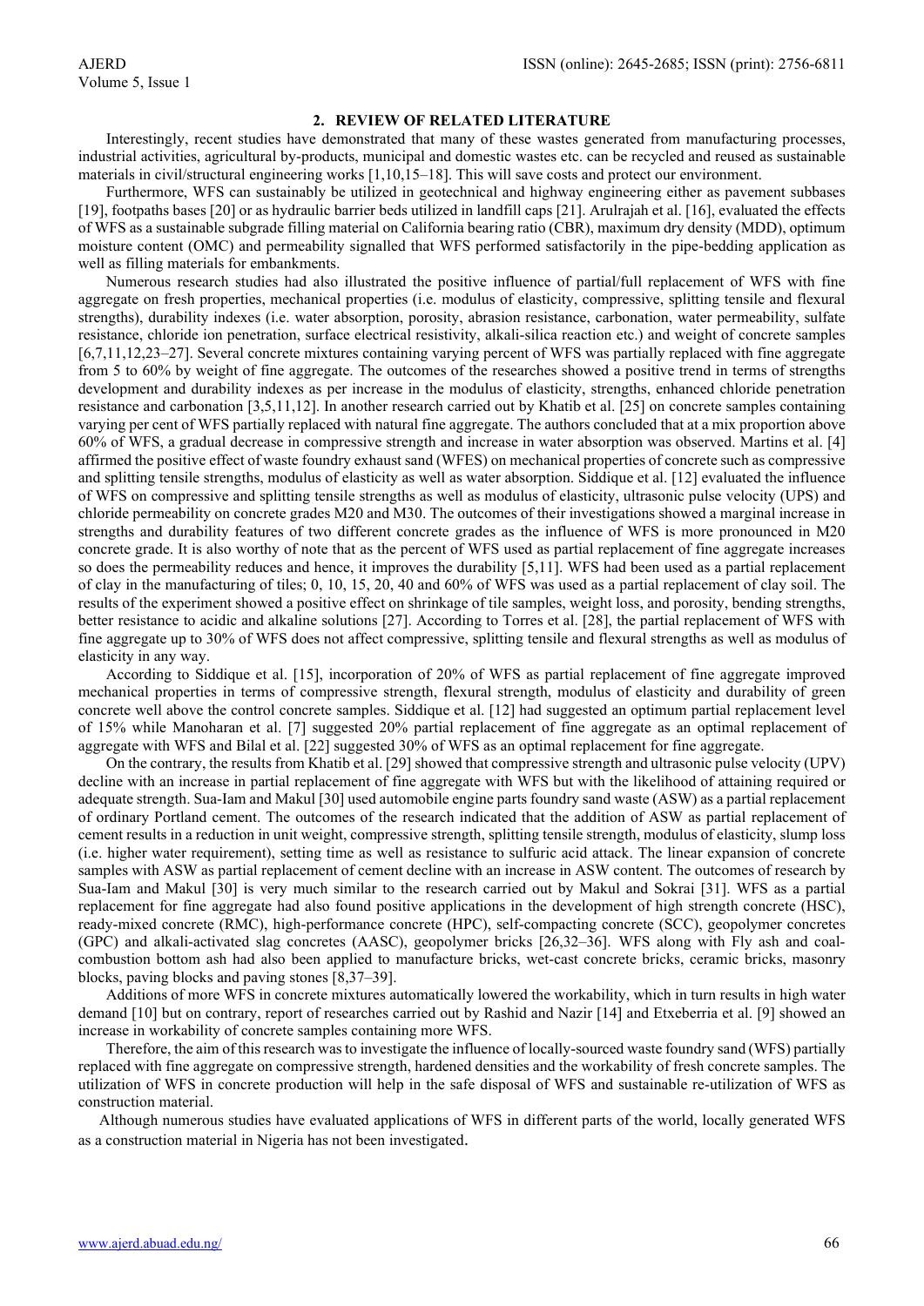## 2. REVIEW OF RELATED LITERATURE

Interestingly, recent studies have demonstrated that many of these wastes generated from manufacturing processes, industrial activities, agricultural by-products, municipal and domestic wastes etc. can be recycled and reused as sustainable materials in civil/structural engineering works [1,10,15–18]. This will save costs and protect our environment.

Furthermore, WFS can sustainably be utilized in geotechnical and highway engineering either as pavement subbases [19], footpaths bases [20] or as hydraulic barrier beds utilized in landfill caps [21]. Arulrajah et al. [16], evaluated the effects of WFS as a sustainable subgrade filling material on California bearing ratio (CBR), maximum dry density (MDD), optimum moisture content (OMC) and permeability signalled that WFS performed satisfactorily in the pipe-bedding application as well as filling materials for embankments.

Numerous research studies had also illustrated the positive influence of partial/full replacement of WFS with fine aggregate on fresh properties, mechanical properties (i.e. modulus of elasticity, compressive, splitting tensile and flexural strengths), durability indexes (i.e. water absorption, porosity, abrasion resistance, carbonation, water permeability, sulfate resistance, chloride ion penetration, surface electrical resistivity, alkali-silica reaction etc.) and weight of concrete samples [6,7,11,12,23–27]. Several concrete mixtures containing varying percent of WFS was partially replaced with fine aggregate from 5 to 60% by weight of fine aggregate. The outcomes of the researches showed a positive trend in terms of strengths development and durability indexes as per increase in the modulus of elasticity, strengths, enhanced chloride penetration resistance and carbonation [3,5,11,12]. In another research carried out by Khatib et al. [25] on concrete samples containing varying per cent of WFS partially replaced with natural fine aggregate. The authors concluded that at a mix proportion above 60% of WFS, a gradual decrease in compressive strength and increase in water absorption was observed. Martins et al. [4] affirmed the positive effect of waste foundry exhaust sand (WFES) on mechanical properties of concrete such as compressive and splitting tensile strengths, modulus of elasticity as well as water absorption. Siddique et al. [12] evaluated the influence of WFS on compressive and splitting tensile strengths as well as modulus of elasticity, ultrasonic pulse velocity (UPS) and chloride permeability on concrete grades M20 and M30. The outcomes of their investigations showed a marginal increase in strengths and durability features of two different concrete grades as the influence of WFS is more pronounced in M20 concrete grade. It is also worthy of note that as the percent of WFS used as partial replacement of fine aggregate increases so does the permeability reduces and hence, it improves the durability [5,11]. WFS had been used as a partial replacement of clay in the manufacturing of tiles; 0, 10, 15, 20, 40 and 60% of WFS was used as a partial replacement of clay soil. The results of the experiment showed a positive effect on shrinkage of tile samples, weight loss, and porosity, bending strengths, better resistance to acidic and alkaline solutions [27]. According to Torres et al. [28], the partial replacement of WFS with fine aggregate up to 30% of WFS does not affect compressive, splitting tensile and flexural strengths as well as modulus of elasticity in any way.

According to Siddique et al. [15], incorporation of 20% of WFS as partial replacement of fine aggregate improved mechanical properties in terms of compressive strength, flexural strength, modulus of elasticity and durability of green concrete well above the control concrete samples. Siddique et al. [12] had suggested an optimum partial replacement level of 15% while Manoharan et al. [7] suggested 20% partial replacement of fine aggregate as an optimal replacement of aggregate with WFS and Bilal et al. [22] suggested 30% of WFS as an optimal replacement for fine aggregate.

On the contrary, the results from Khatib et al. [29] showed that compressive strength and ultrasonic pulse velocity (UPV) decline with an increase in partial replacement of fine aggregate with WFS but with the likelihood of attaining required or adequate strength. Sua-Iam and Makul [30] used automobile engine parts foundry sand waste (ASW) as a partial replacement of ordinary Portland cement. The outcomes of the research indicated that the addition of ASW as partial replacement of cement results in a reduction in unit weight, compressive strength, splitting tensile strength, modulus of elasticity, slump loss (i.e. higher water requirement), setting time as well as resistance to sulfuric acid attack. The linear expansion of concrete samples with ASW as partial replacement of cement decline with an increase in ASW content. The outcomes of research by Sua-Iam and Makul [30] is very much similar to the research carried out by Makul and Sokrai [31]. WFS as a partial replacement for fine aggregate had also found positive applications in the development of high strength concrete (HSC), ready-mixed concrete (RMC), high-performance concrete (HPC), self-compacting concrete (SCC), geopolymer concretes (GPC) and alkali-activated slag concretes (AASC), geopolymer bricks [26,32–36]. WFS along with Fly ash and coal-combustion bottom ash had also been applied to manufacture bricks, wet-cast concrete bricks, ceramic bricks, masonry blocks, paving blocks and paving stones [8,37–39].

Additions of more WFS in concrete mixtures automatically lowered the workability, which in turn results in high water demand [10] but on contrary, report of researches carried out by Rashid and Nazir [14] and Etxeberria et al. [9] showed an increase in workability of concrete samples containing more WFS.

Therefore, the aim of this research was to investigate the influence of locally-sourced waste foundry sand (WFS) partially replaced with fine aggregate on compressive strength, hardened densities and the workability of fresh concrete samples. The utilization of WFS in concrete production will help in the safe disposal of WFS and sustainable re-utilization of WFS as construction material.

Although numerous studies have evaluated applications of WFS in different parts of the world, locally generated WFS as a construction material in Nigeria has not been investigated.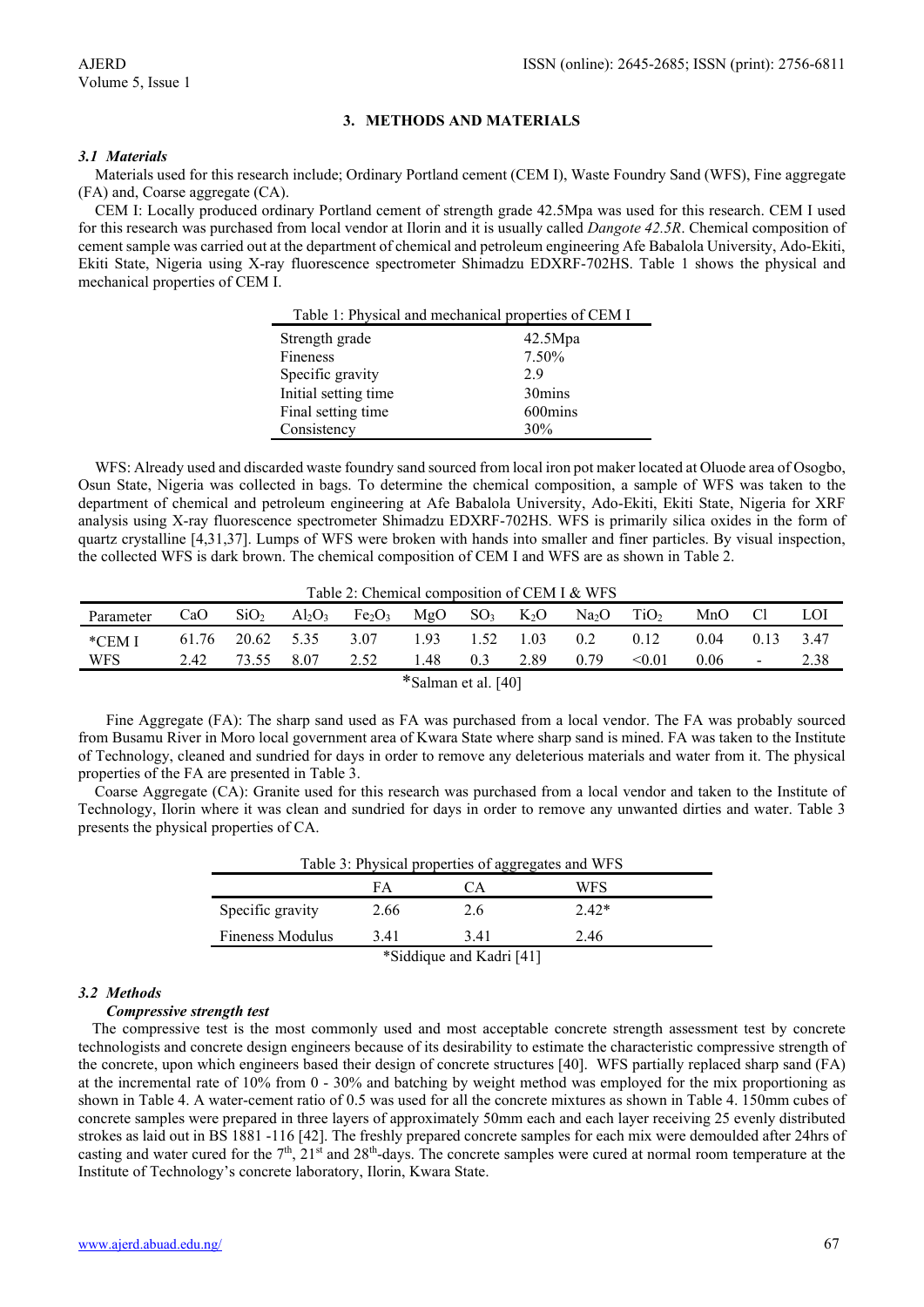## 3. METHODS AND MATERIALS

### 3.1 Materials

Materials used for this research include; Ordinary Portland cement (CEM I), Waste Foundry Sand (WFS), Fine aggregate (FA) and, Coarse aggregate (CA).

CEM I: Locally produced ordinary Portland cement of strength grade 42.5Mpa was used for this research. CEM I used for this research was purchased from local vendor at Ilorin and it is usually called *Dangote 42.5R*. Chemical composition of cement sample was carried out at the department of chemical and petroleum engineering Afe Babalola University, Ado-Ekiti, Ekiti State, Nigeria using X-ray fluorescence spectrometer Shimadzu EDXRF-702HS. Table 1 shows the physical and mechanical properties of CEM I.

Table 1: Physical and mechanical properties of CEM I

| | |
|---|---|
| Strength grade | 42.5Mpa |
| Fineness | 7.50% |
| Specific gravity | 2.9 |
| Initial setting time | 30mins |
| Final setting time | 600mins |
| Consistency | 30% |

WFS: Already used and discarded waste foundry sand sourced from local iron pot maker located at Oluode area of Osogbo, Osun State, Nigeria was collected in bags. To determine the chemical composition, a sample of WFS was taken to the department of chemical and petroleum engineering at Afe Babalola University, Ado-Ekiti, Ekiti State, Nigeria for XRF analysis using X-ray fluorescence spectrometer Shimadzu EDXRF-702HS. WFS is primarily silica oxides in the form of quartz crystalline [4,31,37]. Lumps of WFS were broken with hands into smaller and finer particles. By visual inspection, the collected WFS is dark brown. The chemical composition of CEM I and WFS are as shown in Table 2.

Table 2: Chemical composition of CEM I & WFS

| Parameter | CaO | $SiO_2$ | $Al_2O_3$ | $Fe_2O_3$ | MgO | $SO_3$ | $K_2O$ | $Na_2O$ | $TiO_2$ | MnO | Cl | LOI |
|---|---|---|---|---|---|---|---|---|---|---|---|---|
| *CEM I | 61.76 | 20.62 | 5.35 | 3.07 | 1.93 | 1.52 | 1.03 | 0.2 | 0.12 | 0.04 | 0.13 | 3.47 |
| WFS | 2.42 | 73.55 | 8.07 | 2.52 | 1.48 | 0.3 | 2.89 | 0.79 | <0.01 | 0.06 | - | 2.38 |

*Salman et al. [40]

Fine Aggregate (FA): The sharp sand used as FA was purchased from a local vendor. The FA was probably sourced from Busamu River in Moro local government area of Kwara State where sharp sand is mined. FA was taken to the Institute of Technology, cleaned and sundried for days in order to remove any deleterious materials and water from it. The physical properties of the FA are presented in Table 3.

Coarse Aggregate (CA): Granite used for this research was purchased from a local vendor and taken to the Institute of Technology, Ilorin where it was clean and sundried for days in order to remove any unwanted dirties and water. Table 3 presents the physical properties of CA.

Table 3: Physical properties of aggregates and WFS

| | FA | CA | WFS |
|---|---|---|---|
| Specific gravity | 2.66 | 2.6 | 2.42* |
| Fineness Modulus | 3.41 | 3.41 | 2.46 |

*Siddique and Kadri [41]

### 3.2 Methods

#### *Compressive strength test*

The compressive test is the most commonly used and most acceptable concrete strength assessment test by concrete technologists and concrete design engineers because of its desirability to estimate the characteristic compressive strength of the concrete, upon which engineers based their design of concrete structures [40]. WFS partially replaced sharp sand (FA) at the incremental rate of 10% from 0 - 30% and batching by weight method was employed for the mix proportioning as shown in Table 4. A water-cement ratio of 0.5 was used for all the concrete mixtures as shown in Table 4. 150mm cubes of concrete samples were prepared in three layers of approximately 50mm each and each layer receiving 25 evenly distributed strokes as laid out in BS 1881 -116 [42]. The freshly prepared concrete samples for each mix were demoulded after 24hrs of casting and water cured for the 7th, 21st and 28th-days. The concrete samples were cured at normal room temperature at the Institute of Technology's concrete laboratory, Ilorin, Kwara State.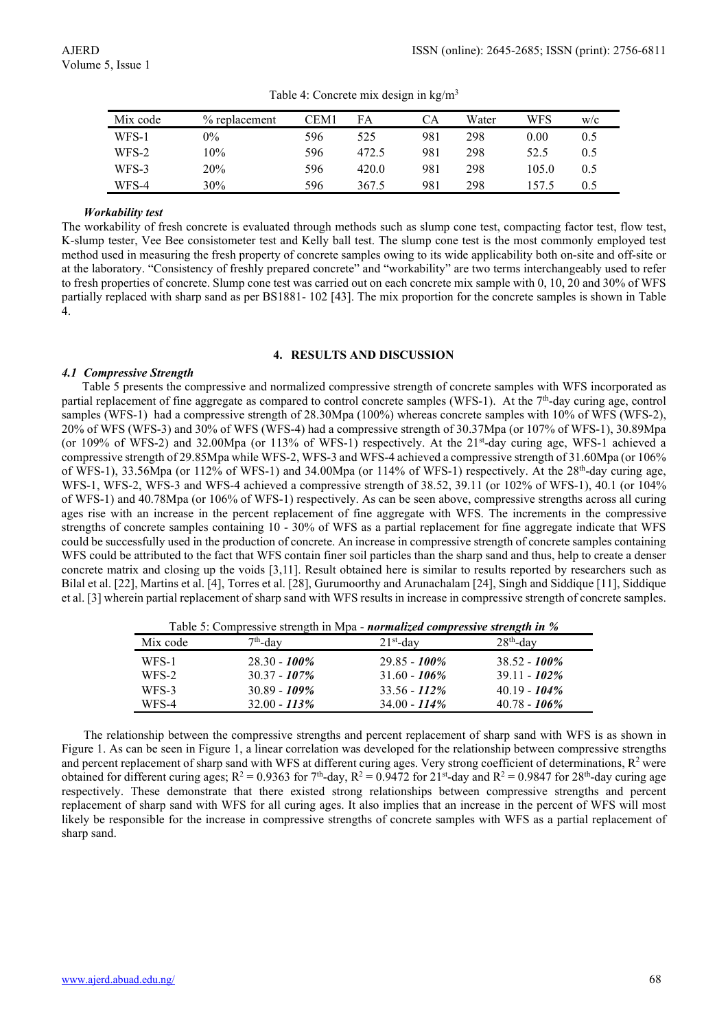Table 4: Concrete mix design in kg/m$^3$

| Mix code | % replacement | CEM1 | FA | CA | Water | WFS | w/c |
|---|---|---|---|---|---|---|---|
| WFS-1 | 0% | 596 | 525 | 981 | 298 | 0.00 | 0.5 |
| WFS-2 | 10% | 596 | 472.5 | 981 | 298 | 52.5 | 0.5 |
| WFS-3 | 20% | 596 | 420.0 | 981 | 298 | 105.0 | 0.5 |
| WFS-4 | 30% | 596 | 367.5 | 981 | 298 | 157.5 | 0.5 |

***Workability test***

The workability of fresh concrete is evaluated through methods such as slump cone test, compacting factor test, flow test, K-slump tester, Vee Bee consistometer test and Kelly ball test. The slump cone test is the most commonly employed test method used in measuring the fresh property of concrete samples owing to its wide applicability both on-site and off-site or at the laboratory. "Consistency of freshly prepared concrete" and "workability" are two terms interchangeably used to refer to fresh properties of concrete. Slump cone test was carried out on each concrete mix sample with 0, 10, 20 and 30% of WFS partially replaced with sharp sand as per BS1881- 102 [43]. The mix proportion for the concrete samples is shown in Table 4.

## 4. RESULTS AND DISCUSSION

### *4.1 Compressive Strength*

Table 5 presents the compressive and normalized compressive strength of concrete samples with WFS incorporated as partial replacement of fine aggregate as compared to control concrete samples (WFS-1). At the 7$^{th}$-day curing age, control samples (WFS-1) had a compressive strength of 28.30Mpa (100%) whereas concrete samples with 10% of WFS (WFS-2), 20% of WFS (WFS-3) and 30% of WFS (WFS-4) had a compressive strength of 30.37Mpa (or 107% of WFS-1), 30.89Mpa (or 109% of WFS-2) and 32.00Mpa (or 113% of WFS-1) respectively. At the 21$^{st}$-day curing age, WFS-1 achieved a compressive strength of 29.85Mpa while WFS-2, WFS-3 and WFS-4 achieved a compressive strength of 31.60Mpa (or 106% of WFS-1), 33.56Mpa (or 112% of WFS-1) and 34.00Mpa (or 114% of WFS-1) respectively. At the 28$^{th}$-day curing age, WFS-1, WFS-2, WFS-3 and WFS-4 achieved a compressive strength of 38.52, 39.11 (or 102% of WFS-1), 40.1 (or 104% of WFS-1) and 40.78Mpa (or 106% of WFS-1) respectively. As can be seen above, compressive strengths across all curing ages rise with an increase in the percent replacement of fine aggregate with WFS. The increments in the compressive strengths of concrete samples containing 10 - 30% of WFS as a partial replacement for fine aggregate indicate that WFS could be successfully used in the production of concrete. An increase in compressive strength of concrete samples containing WFS could be attributed to the fact that WFS contain finer soil particles than the sharp sand and thus, help to create a denser concrete matrix and closing up the voids [3,11]. Result obtained here is similar to results reported by researchers such as Bilal et al. [22], Martins et al. [4], Torres et al. [28], Gurumoorthy and Arunachalam [24], Singh and Siddique [11], Siddique et al. [3] wherein partial replacement of sharp sand with WFS results in increase in compressive strength of concrete samples.

Table 5: Compressive strength in Mpa - ***normalized compressive strength in %***

| Mix code | 7$^{th}$-day | 21$^{st}$-day | 28$^{th}$-day |
|---|---|---|---|
| WFS-1 | 28.30 - ***100%*** | 29.85 - ***100%*** | 38.52 - ***100%*** |
| WFS-2 | 30.37 - ***107%*** | 31.60 - ***106%*** | 39.11 - ***102%*** |
| WFS-3 | 30.89 - ***109%*** | 33.56 - ***112%*** | 40.19 - ***104%*** |
| WFS-4 | 32.00 - ***113%*** | 34.00 - ***114%*** | 40.78 - ***106%*** |

The relationship between the compressive strengths and percent replacement of sharp sand with WFS is as shown in Figure 1. As can be seen in Figure 1, a linear correlation was developed for the relationship between compressive strengths and percent replacement of sharp sand with WFS at different curing ages. Very strong coefficient of determinations, $R^2$ were obtained for different curing ages; $R^2 = 0.9363$ for 7$^{th}$-day, $R^2 = 0.9472$ for 21$^{st}$-day and $R^2 = 0.9847$ for 28$^{th}$-day curing age respectively. These demonstrate that there existed strong relationships between compressive strengths and percent replacement of sharp sand with WFS for all curing ages. It also implies that an increase in the percent of WFS will most likely be responsible for the increase in compressive strengths of concrete samples with WFS as a partial replacement of sharp sand.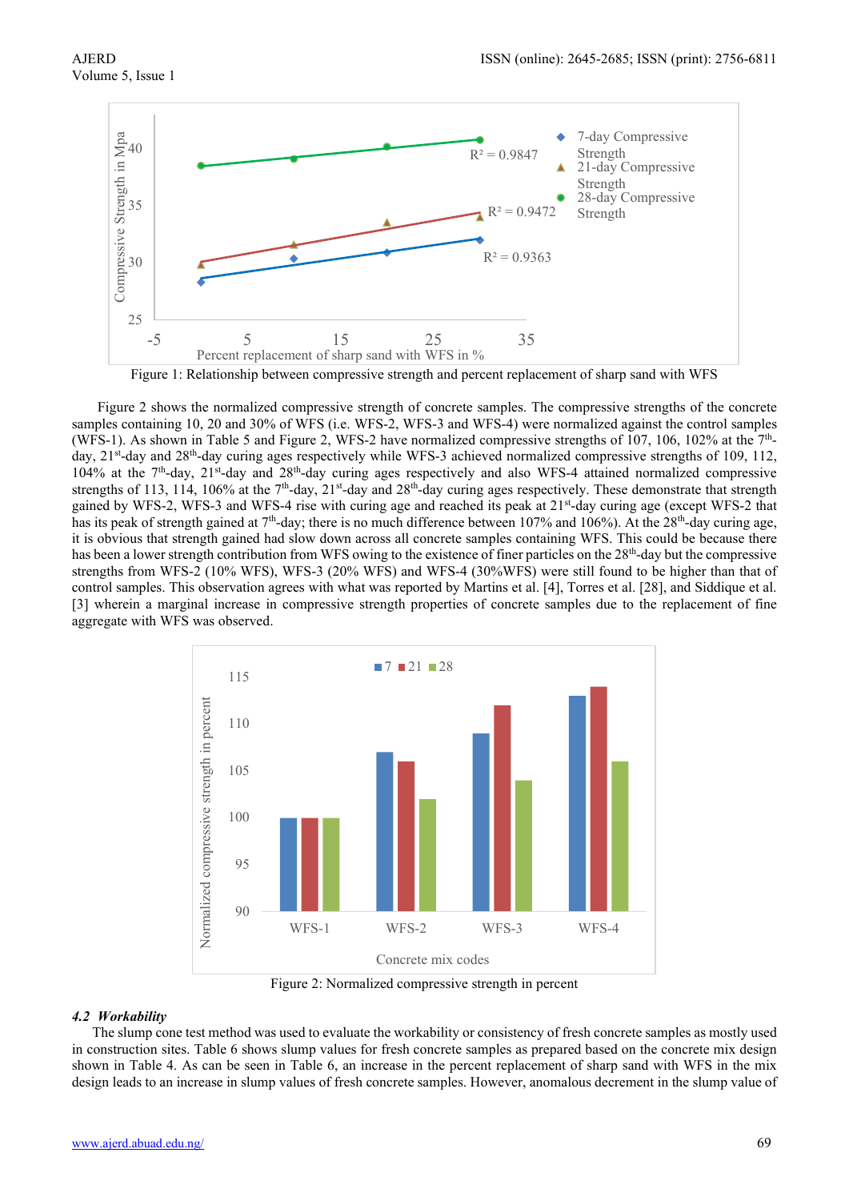Figure 1: Relationship between compressive strength and percent replacement of sharp sand with WFS

Figure 2 shows the normalized compressive strength of concrete samples. The compressive strengths of the concrete samples containing 10, 20 and 30% of WFS (i.e. WFS-2, WFS-3 and WFS-4) were normalized against the control samples (WFS-1). As shown in Table 5 and Figure 2, WFS-2 have normalized compressive strengths of 107, 106, 102% at the 7th-day, 21st-day and 28th-day curing ages respectively while WFS-3 achieved normalized compressive strengths of 109, 112, 104% at the 7th-day, 21st-day and 28th-day curing ages respectively and also WFS-4 attained normalized compressive strengths of 113, 114, 106% at the 7th-day, 21st-day and 28th-day curing ages respectively. These demonstrate that strength gained by WFS-2, WFS-3 and WFS-4 rise with curing age and reached its peak at 21st-day curing age (except WFS-2 that has its peak of strength gained at 7th-day; there is no much difference between 107% and 106%). At the 28th-day curing age, it is obvious that strength gained had slow down across all concrete samples containing WFS. This could be because there has been a lower strength contribution from WFS owing to the existence of finer particles on the 28th-day but the compressive strengths from WFS-2 (10% WFS), WFS-3 (20% WFS) and WFS-4 (30%WFS) were still found to be higher than that of control samples. This observation agrees with what was reported by Martins et al. [4], Torres et al. [28], and Siddique et al. [3] wherein a marginal increase in compressive strength properties of concrete samples due to the replacement of fine aggregate with WFS was observed.

Figure 2: Normalized compressive strength in percent

### 4.2 *Workability*

The slump cone test method was used to evaluate the workability or consistency of fresh concrete samples as mostly used in construction sites. Table 6 shows slump values for fresh concrete samples as prepared based on the concrete mix design shown in Table 4. As can be seen in Table 6, an increase in the percent replacement of sharp sand with WFS in the mix design leads to an increase in slump values of fresh concrete samples. However, anomalous decrement in the slump value of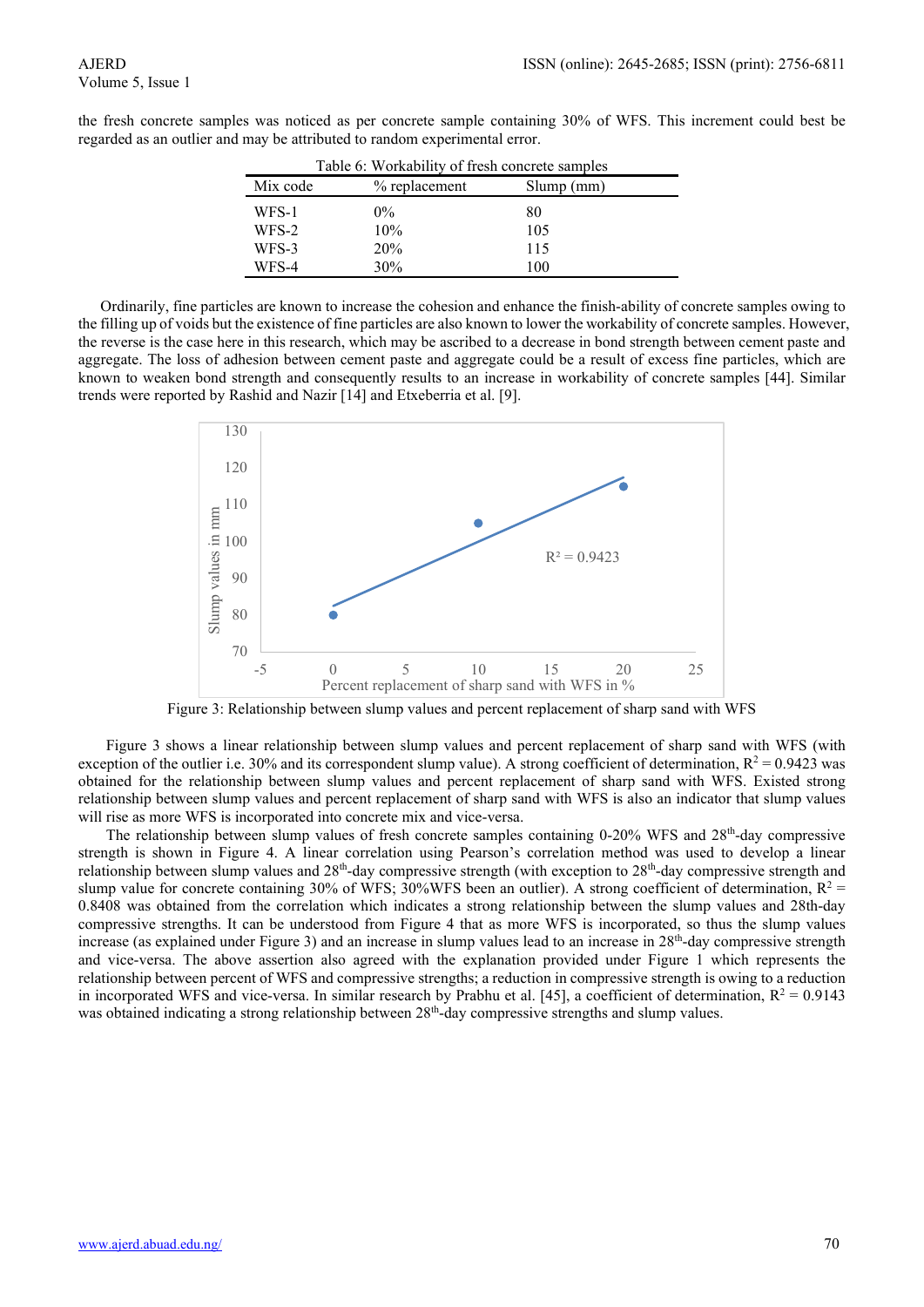the fresh concrete samples was noticed as per concrete sample containing 30% of WFS. This increment could best be regarded as an outlier and may be attributed to random experimental error.

Table 6: Workability of fresh concrete samples

| Mix code | % replacement | Slump (mm) |
|---|---|---|
| WFS-1 | 0% | 80 |
| WFS-2 | 10% | 105 |
| WFS-3 | 20% | 115 |
| WFS-4 | 30% | 100 |

Ordinarily, fine particles are known to increase the cohesion and enhance the finish-ability of concrete samples owing to the filling up of voids but the existence of fine particles are also known to lower the workability of concrete samples. However, the reverse is the case here in this research, which may be ascribed to a decrease in bond strength between cement paste and aggregate. The loss of adhesion between cement paste and aggregate could be a result of excess fine particles, which are known to weaken bond strength and consequently results to an increase in workability of concrete samples [44]. Similar trends were reported by Rashid and Nazir [14] and Etxeberria et al. [9].

Figure 3: Relationship between slump values and percent replacement of sharp sand with WFS

Figure 3 shows a linear relationship between slump values and percent replacement of sharp sand with WFS (with exception of the outlier i.e. 30% and its correspondent slump value). A strong coefficient of determination, $R^2 = 0.9423$ was obtained for the relationship between slump values and percent replacement of sharp sand with WFS. Existed strong relationship between slump values and percent replacement of sharp sand with WFS is also an indicator that slump values will rise as more WFS is incorporated into concrete mix and vice-versa.

The relationship between slump values of fresh concrete samples containing 0-20% WFS and 28th-day compressive strength is shown in Figure 4. A linear correlation using Pearson's correlation method was used to develop a linear relationship between slump values and 28th-day compressive strength (with exception to 28th-day compressive strength and slump value for concrete containing 30% of WFS; 30%WFS been an outlier). A strong coefficient of determination, $R^2 = 0.8408$ was obtained from the correlation which indicates a strong relationship between the slump values and 28th-day compressive strengths. It can be understood from Figure 4 that as more WFS is incorporated, so thus the slump values increase (as explained under Figure 3) and an increase in slump values lead to an increase in 28th-day compressive strength and vice-versa. The above assertion also agreed with the explanation provided under Figure 1 which represents the relationship between percent of WFS and compressive strengths; a reduction in compressive strength is owing to a reduction in incorporated WFS and vice-versa. In similar research by Prabhu et al. [45], a coefficient of determination, $R^2 = 0.9143$ was obtained indicating a strong relationship between 28th-day compressive strengths and slump values.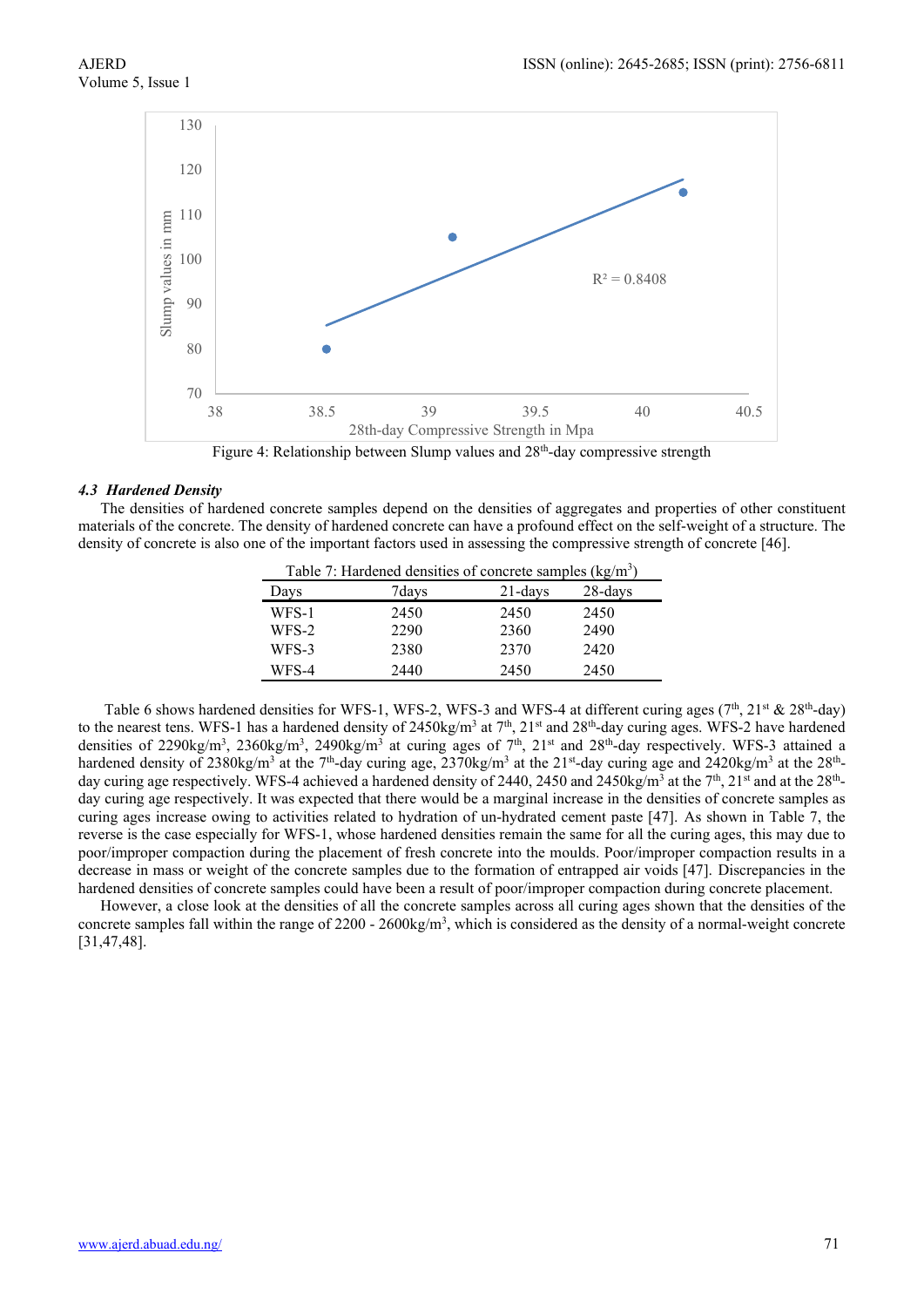Figure 4: Relationship between Slump values and 28th-day compressive strength

### 4.3 *Hardened Density*

The densities of hardened concrete samples depend on the densities of aggregates and properties of other constituent materials of the concrete. The density of hardened concrete can have a profound effect on the self-weight of a structure. The density of concrete is also one of the important factors used in assessing the compressive strength of concrete [46].

Table 7: Hardened densities of concrete samples (kg/m$^3$)

| Days | 7days | 21-days | 28-days |
|---|---|---|---|
| WFS-1 | 2450 | 2450 | 2450 |
| WFS-2 | 2290 | 2360 | 2490 |
| WFS-3 | 2380 | 2370 | 2420 |
| WFS-4 | 2440 | 2450 | 2450 |

Table 6 shows hardened densities for WFS-1, WFS-2, WFS-3 and WFS-4 at different curing ages (7th, 21st & 28th-day) to the nearest tens. WFS-1 has a hardened density of 2450kg/m$^3$ at 7th, 21st and 28th-day curing ages. WFS-2 have hardened densities of 2290kg/m$^3$, 2360kg/m$^3$, 2490kg/m$^3$ at curing ages of 7th, 21st and 28th-day respectively. WFS-3 attained a hardened density of 2380kg/m$^3$ at the 7th-day curing age, 2370kg/m$^3$ at the 21st-day curing age and 2420kg/m$^3$ at the 28th-day curing age respectively. WFS-4 achieved a hardened density of 2440, 2450 and 2450kg/m$^3$ at the 7th, 21st and at the 28th-day curing age respectively. It was expected that there would be a marginal increase in the densities of concrete samples as curing ages increase owing to activities related to hydration of un-hydrated cement paste [47]. As shown in Table 7, the reverse is the case especially for WFS-1, whose hardened densities remain the same for all the curing ages, this may due to poor/improper compaction during the placement of fresh concrete into the moulds. Poor/improper compaction results in a decrease in mass or weight of the concrete samples due to the formation of entrapped air voids [47]. Discrepancies in the hardened densities of concrete samples could have been a result of poor/improper compaction during concrete placement.

However, a close look at the densities of all the concrete samples across all curing ages shown that the densities of the concrete samples fall within the range of 2200 - 2600kg/m$^3$, which is considered as the density of a normal-weight concrete [31,47,48].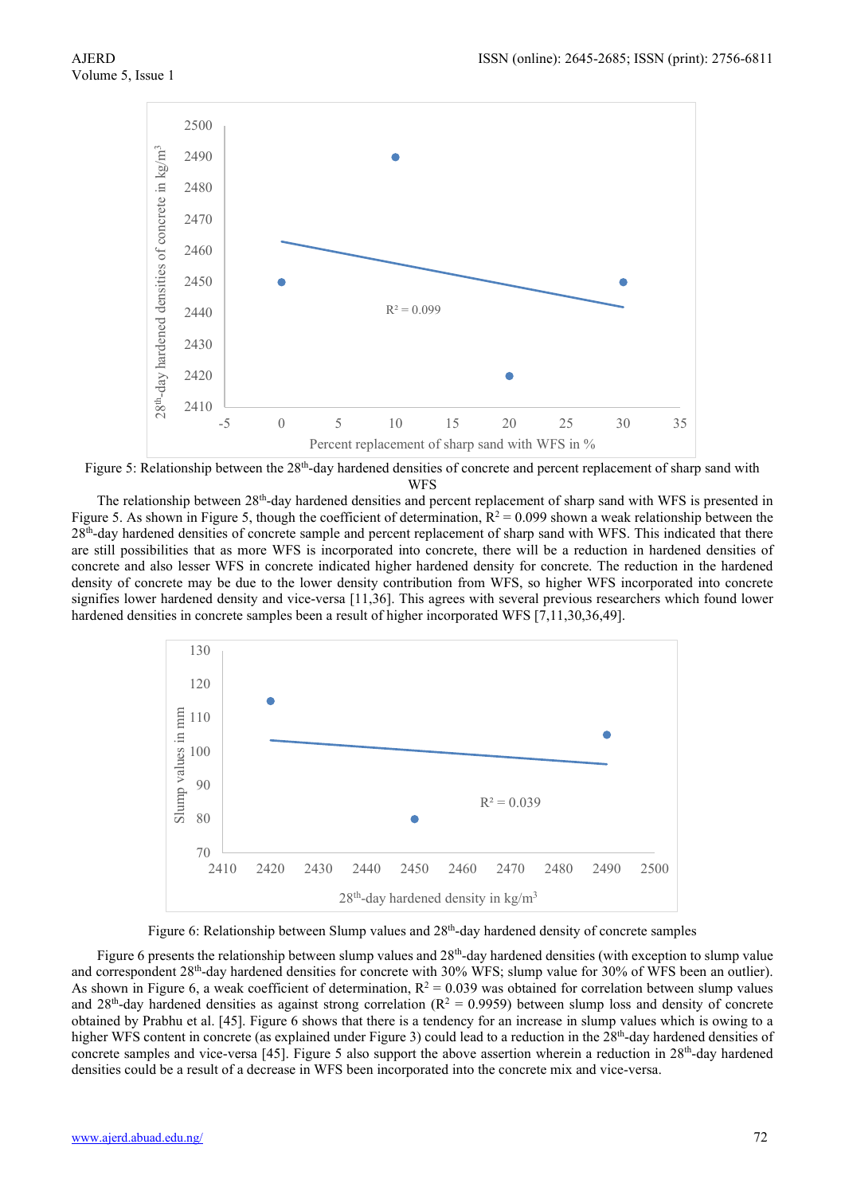Figure 5: Relationship between the 28[th]-day hardened densities of concrete and percent replacement of sharp sand with WFS

The relationship between 28[th]-day hardened densities and percent replacement of sharp sand with WFS is presented in Figure 5. As shown in Figure 5, though the coefficient of determination, $R^2 = 0.099$ shown a weak relationship between the 28[th]-day hardened densities of concrete sample and percent replacement of sharp sand with WFS. This indicated that there are still possibilities that as more WFS is incorporated into concrete, there will be a reduction in hardened densities of concrete and also lesser WFS in concrete indicated higher hardened density for concrete. The reduction in the hardened density of concrete may be due to the lower density contribution from WFS, so higher WFS incorporated into concrete signifies lower hardened density and vice-versa [11,36]. This agrees with several previous researchers which found lower hardened densities in concrete samples been a result of higher incorporated WFS [7,11,30,36,49].

Figure 6: Relationship between Slump values and 28[th]-day hardened density of concrete samples

Figure 6 presents the relationship between slump values and 28[th]-day hardened densities (with exception to slump value and correspondent 28[th]-day hardened densities for concrete with 30% WFS; slump value for 30% of WFS been an outlier). As shown in Figure 6, a weak coefficient of determination, $R^2 = 0.039$ was obtained for correlation between slump values and 28[th]-day hardened densities as against strong correlation ($R^2 = 0.9959$) between slump loss and density of concrete obtained by Prabhu et al. [45]. Figure 6 shows that there is a tendency for an increase in slump values which is owing to a higher WFS content in concrete (as explained under Figure 3) could lead to a reduction in the 28[th]-day hardened densities of concrete samples and vice-versa [45]. Figure 5 also support the above assertion wherein a reduction in 28[th]-day hardened densities could be a result of a decrease in WFS been incorporated into the concrete mix and vice-versa.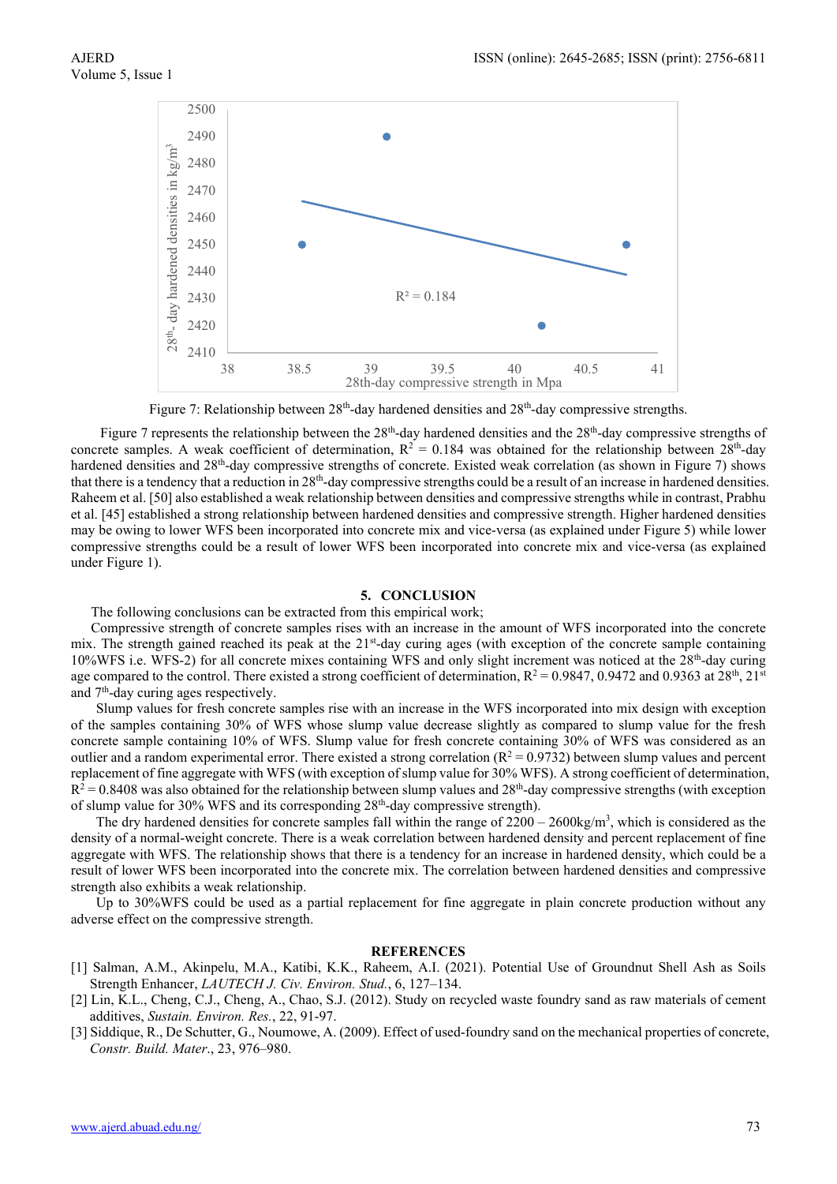Figure 7: Relationship between 28th-day hardened densities and 28th-day compressive strengths.

Figure 7 represents the relationship between the 28th-day hardened densities and the 28th-day compressive strengths of concrete samples. A weak coefficient of determination, $R^2 = 0.184$ was obtained for the relationship between 28th-day hardened densities and 28th-day compressive strengths of concrete. Existed weak correlation (as shown in Figure 7) shows that there is a tendency that a reduction in 28th-day compressive strengths could be a result of an increase in hardened densities. Raheem et al. [50] also established a weak relationship between densities and compressive strengths while in contrast, Prabhu et al. [45] established a strong relationship between hardened densities and compressive strength. Higher hardened densities may be owing to lower WFS been incorporated into concrete mix and vice-versa (as explained under Figure 5) while lower compressive strengths could be a result of lower WFS been incorporated into concrete mix and vice-versa (as explained under Figure 1).

## 5. CONCLUSION

The following conclusions can be extracted from this empirical work;

Compressive strength of concrete samples rises with an increase in the amount of WFS incorporated into the concrete mix. The strength gained reached its peak at the 21st-day curing ages (with exception of the concrete sample containing 10%WFS i.e. WFS-2) for all concrete mixes containing WFS and only slight increment was noticed at the 28th-day curing age compared to the control. There existed a strong coefficient of determination, $R^2 = 0.9847$, 0.9472 and 0.9363 at 28th, 21st and 7th-day curing ages respectively.

Slump values for fresh concrete samples rise with an increase in the WFS incorporated into mix design with exception of the samples containing 30% of WFS whose slump value decrease slightly as compared to slump value for the fresh concrete sample containing 10% of WFS. Slump value for fresh concrete containing 30% of WFS was considered as an outlier and a random experimental error. There existed a strong correlation ($R^2 = 0.9732$) between slump values and percent replacement of fine aggregate with WFS (with exception of slump value for 30% WFS). A strong coefficient of determination, $R^2 = 0.8408$ was also obtained for the relationship between slump values and 28th-day compressive strengths (with exception of slump value for 30% WFS and its corresponding 28th-day compressive strength).

The dry hardened densities for concrete samples fall within the range of 2200 – 2600kg/m$^3$, which is considered as the density of a normal-weight concrete. There is a weak correlation between hardened density and percent replacement of fine aggregate with WFS. The relationship shows that there is a tendency for an increase in hardened density, which could be a result of lower WFS been incorporated into the concrete mix. The correlation between hardened densities and compressive strength also exhibits a weak relationship.

Up to 30%WFS could be used as a partial replacement for fine aggregate in plain concrete production without any adverse effect on the compressive strength.

## REFERENCES

[1] Salman, A.M., Akinpelu, M.A., Katibi, K.K., Raheem, A.I. (2021). Potential Use of Groundnut Shell Ash as Soils Strength Enhancer, *LAUTECH J. Civ. Environ. Stud.*, 6, 127–134.

[2] Lin, K.L., Cheng, C.J., Cheng, A., Chao, S.J. (2012). Study on recycled waste foundry sand as raw materials of cement additives, *Sustain. Environ. Res.*, 22, 91-97.

[3] Siddique, R., De Schutter, G., Noumowe, A. (2009). Effect of used-foundry sand on the mechanical properties of concrete, *Constr. Build. Mater.*, 23, 976–980.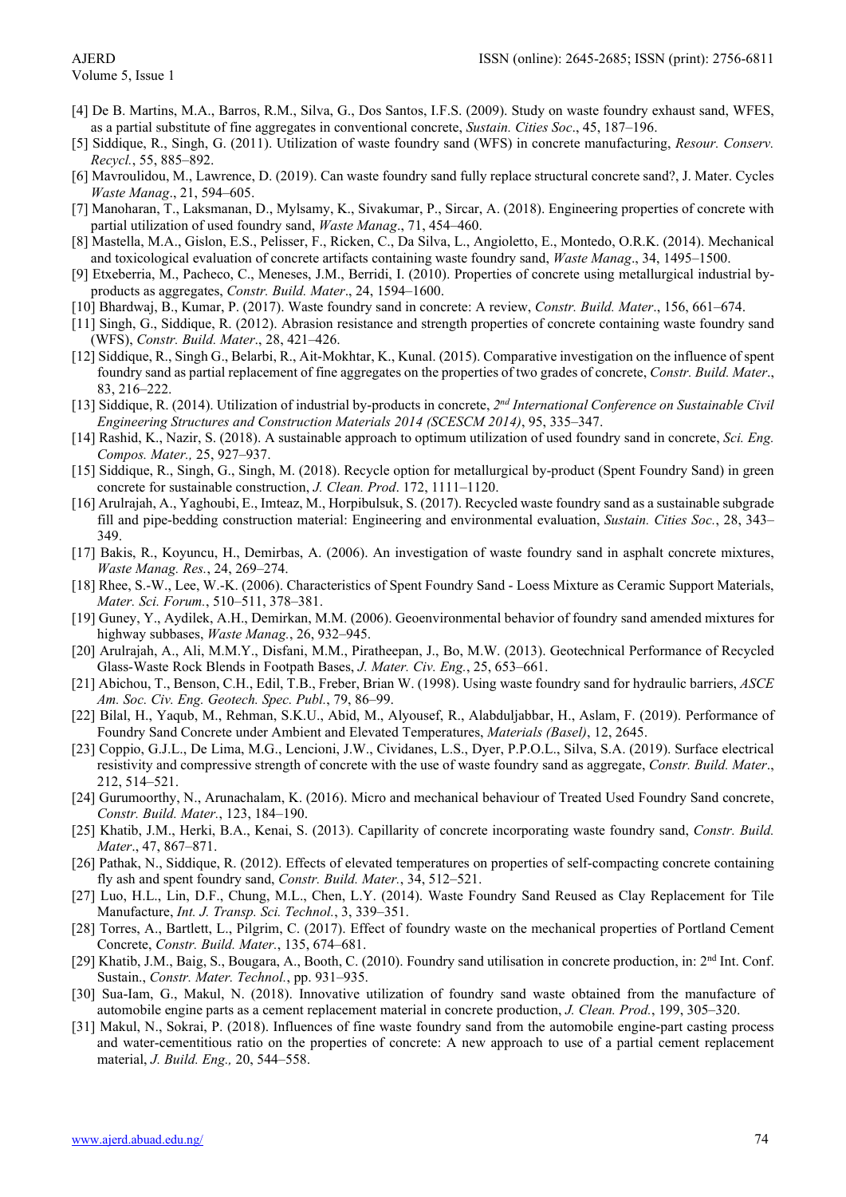[4] De B. Martins, M.A., Barros, R.M., Silva, G., Dos Santos, I.F.S. (2009). Study on waste foundry exhaust sand, WFES, as a partial substitute of fine aggregates in conventional concrete, *Sustain. Cities Soc*., 45, 187–196.

[5] Siddique, R., Singh, G. (2011). Utilization of waste foundry sand (WFS) in concrete manufacturing, *Resour. Conserv. Recycl.*, 55, 885–892.

[6] Mavroulidou, M., Lawrence, D. (2019). Can waste foundry sand fully replace structural concrete sand?, J. Mater. Cycles *Waste Manag*., 21, 594–605.

[7] Manoharan, T., Laksmanan, D., Mylsamy, K., Sivakumar, P., Sircar, A. (2018). Engineering properties of concrete with partial utilization of used foundry sand, *Waste Manag*., 71, 454–460.

[8] Mastella, M.A., Gislon, E.S., Pelisser, F., Ricken, C., Da Silva, L., Angioletto, E., Montedo, O.R.K. (2014). Mechanical and toxicological evaluation of concrete artifacts containing waste foundry sand, *Waste Manag*., 34, 1495–1500.

[9] Etxeberria, M., Pacheco, C., Meneses, J.M., Berridi, I. (2010). Properties of concrete using metallurgical industrial by-products as aggregates, *Constr. Build. Mater*., 24, 1594–1600.

[10] Bhardwaj, B., Kumar, P. (2017). Waste foundry sand in concrete: A review, *Constr. Build. Mater*., 156, 661–674.

[11] Singh, G., Siddique, R. (2012). Abrasion resistance and strength properties of concrete containing waste foundry sand (WFS), *Constr. Build. Mater*., 28, 421–426.

[12] Siddique, R., Singh G., Belarbi, R., Ait-Mokhtar, K., Kunal. (2015). Comparative investigation on the influence of spent foundry sand as partial replacement of fine aggregates on the properties of two grades of concrete, *Constr. Build. Mater*., 83, 216–222.

[13] Siddique, R. (2014). Utilization of industrial by-products in concrete, *2nd International Conference on Sustainable Civil Engineering Structures and Construction Materials 2014 (SCESCM 2014)*, 95, 335–347.

[14] Rashid, K., Nazir, S. (2018). A sustainable approach to optimum utilization of used foundry sand in concrete, *Sci. Eng. Compos. Mater.,* 25, 927–937.

[15] Siddique, R., Singh, G., Singh, M. (2018). Recycle option for metallurgical by-product (Spent Foundry Sand) in green concrete for sustainable construction, *J. Clean. Prod*. 172, 1111–1120.

[16] Arulrajah, A., Yaghoubi, E., Imteaz, M., Horpibulsuk, S. (2017). Recycled waste foundry sand as a sustainable subgrade fill and pipe-bedding construction material: Engineering and environmental evaluation, *Sustain. Cities Soc.*, 28, 343–349.

[17] Bakis, R., Koyuncu, H., Demirbas, A. (2006). An investigation of waste foundry sand in asphalt concrete mixtures, *Waste Manag. Res.*, 24, 269–274.

[18] Rhee, S.-W., Lee, W.-K. (2006). Characteristics of Spent Foundry Sand - Loess Mixture as Ceramic Support Materials, *Mater. Sci. Forum.*, 510–511, 378–381.

[19] Guney, Y., Aydilek, A.H., Demirkan, M.M. (2006). Geoenvironmental behavior of foundry sand amended mixtures for highway subbases, *Waste Manag.*, 26, 932–945.

[20] Arulrajah, A., Ali, M.M.Y., Disfani, M.M., Piratheepan, J., Bo, M.W. (2013). Geotechnical Performance of Recycled Glass-Waste Rock Blends in Footpath Bases, *J. Mater. Civ. Eng.*, 25, 653–661.

[21] Abichou, T., Benson, C.H., Edil, T.B., Freber, Brian W. (1998). Using waste foundry sand for hydraulic barriers, *ASCE Am. Soc. Civ. Eng. Geotech. Spec. Publ.*, 79, 86–99.

[22] Bilal, H., Yaqub, M., Rehman, S.K.U., Abid, M., Alyousef, R., Alabduljabbar, H., Aslam, F. (2019). Performance of Foundry Sand Concrete under Ambient and Elevated Temperatures, *Materials (Basel)*, 12, 2645.

[23] Coppio, G.J.L., De Lima, M.G., Lencioni, J.W., Cividanes, L.S., Dyer, P.P.O.L., Silva, S.A. (2019). Surface electrical resistivity and compressive strength of concrete with the use of waste foundry sand as aggregate, *Constr. Build. Mater*., 212, 514–521.

[24] Gurumoorthy, N., Arunachalam, K. (2016). Micro and mechanical behaviour of Treated Used Foundry Sand concrete, *Constr. Build. Mater.*, 123, 184–190.

[25] Khatib, J.M., Herki, B.A., Kenai, S. (2013). Capillarity of concrete incorporating waste foundry sand, *Constr. Build. Mater*., 47, 867–871.

[26] Pathak, N., Siddique, R. (2012). Effects of elevated temperatures on properties of self-compacting concrete containing fly ash and spent foundry sand, *Constr. Build. Mater.*, 34, 512–521.

[27] Luo, H.L., Lin, D.F., Chung, M.L., Chen, L.Y. (2014). Waste Foundry Sand Reused as Clay Replacement for Tile Manufacture, *Int. J. Transp. Sci. Technol.*, 3, 339–351.

[28] Torres, A., Bartlett, L., Pilgrim, C. (2017). Effect of foundry waste on the mechanical properties of Portland Cement Concrete, *Constr. Build. Mater.*, 135, 674–681.

[29] Khatib, J.M., Baig, S., Bougara, A., Booth, C. (2010). Foundry sand utilisation in concrete production, in: 2nd Int. Conf. Sustain., *Constr. Mater. Technol.*, pp. 931–935.

[30] Sua-Iam, G., Makul, N. (2018). Innovative utilization of foundry sand waste obtained from the manufacture of automobile engine parts as a cement replacement material in concrete production, *J. Clean. Prod.*, 199, 305–320.

[31] Makul, N., Sokrai, P. (2018). Influences of fine waste foundry sand from the automobile engine-part casting process and water-cementitious ratio on the properties of concrete: A new approach to use of a partial cement replacement material, *J. Build. Eng.,* 20, 544–558.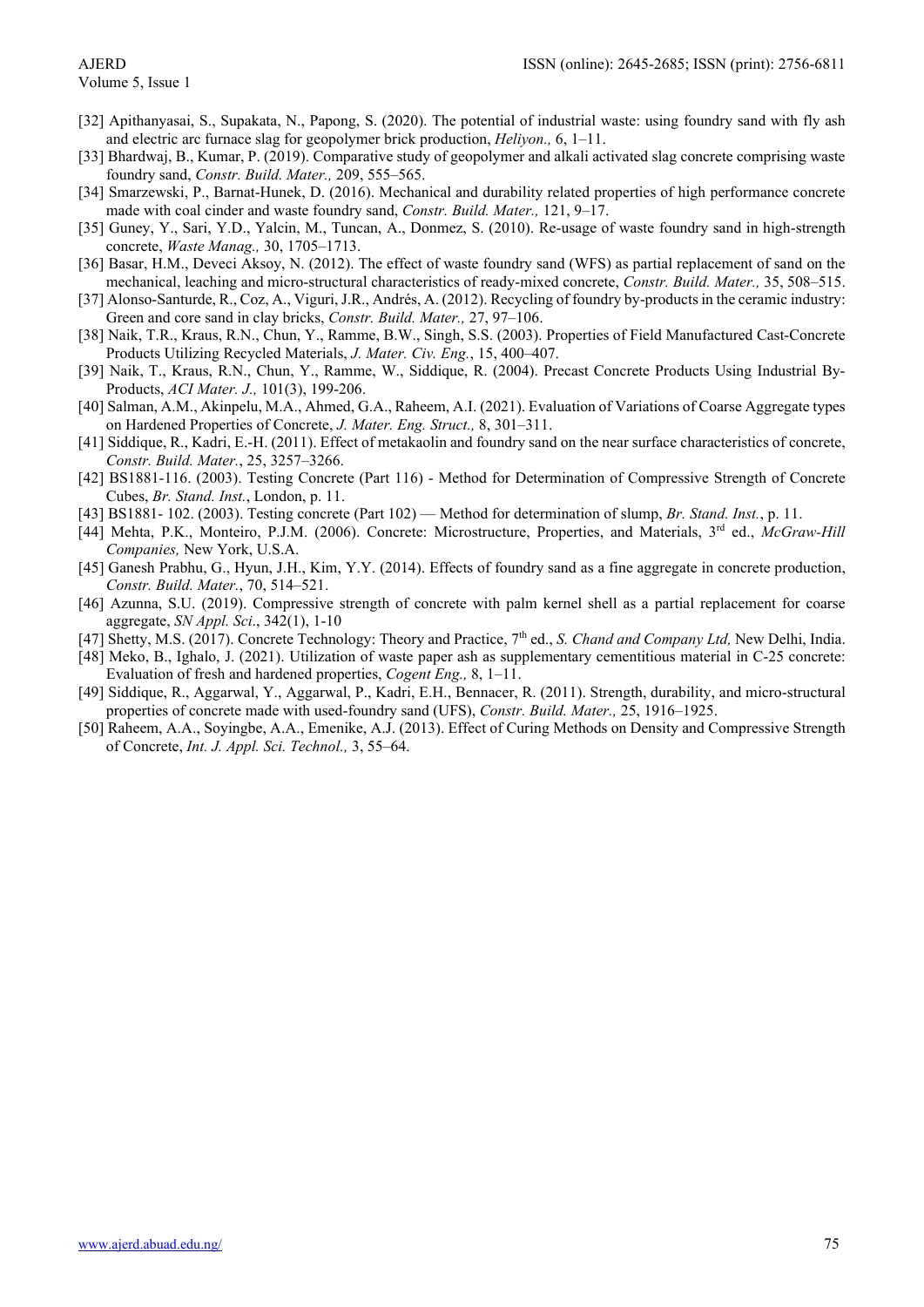[32] Apithanyasai, S., Supakata, N., Papong, S. (2020). The potential of industrial waste: using foundry sand with fly ash and electric arc furnace slag for geopolymer brick production, *Heliyon.,* 6, 1–11.

[33] Bhardwaj, B., Kumar, P. (2019). Comparative study of geopolymer and alkali activated slag concrete comprising waste foundry sand, *Constr. Build. Mater.,* 209, 555–565.

[34] Smarzewski, P., Barnat-Hunek, D. (2016). Mechanical and durability related properties of high performance concrete made with coal cinder and waste foundry sand, *Constr. Build. Mater.,* 121, 9–17.

[35] Guney, Y., Sari, Y.D., Yalcin, M., Tuncan, A., Donmez, S. (2010). Re-usage of waste foundry sand in high-strength concrete, *Waste Manag.,* 30, 1705–1713.

[36] Basar, H.M., Deveci Aksoy, N. (2012). The effect of waste foundry sand (WFS) as partial replacement of sand on the mechanical, leaching and micro-structural characteristics of ready-mixed concrete, *Constr. Build. Mater.,* 35, 508–515.

[37] Alonso-Santurde, R., Coz, A., Viguri, J.R., Andrés, A. (2012). Recycling of foundry by-products in the ceramic industry: Green and core sand in clay bricks, *Constr. Build. Mater.,* 27, 97–106.

[38] Naik, T.R., Kraus, R.N., Chun, Y., Ramme, B.W., Singh, S.S. (2003). Properties of Field Manufactured Cast-Concrete Products Utilizing Recycled Materials, *J. Mater. Civ. Eng.*, 15, 400–407.

[39] Naik, T., Kraus, R.N., Chun, Y., Ramme, W., Siddique, R. (2004). Precast Concrete Products Using Industrial By-Products, *ACI Mater. J.,* 101(3), 199-206.

[40] Salman, A.M., Akinpelu, M.A., Ahmed, G.A., Raheem, A.I. (2021). Evaluation of Variations of Coarse Aggregate types on Hardened Properties of Concrete, *J. Mater. Eng. Struct.,* 8, 301–311.

[41] Siddique, R., Kadri, E.-H. (2011). Effect of metakaolin and foundry sand on the near surface characteristics of concrete, *Constr. Build. Mater.*, 25, 3257–3266.

[42] BS1881-116. (2003). Testing Concrete (Part 116) - Method for Determination of Compressive Strength of Concrete Cubes, *Br. Stand. Inst.*, London, p. 11.

[43] BS1881- 102. (2003). Testing concrete (Part 102) — Method for determination of slump, *Br. Stand. Inst.*, p. 11.

[44] Mehta, P.K., Monteiro, P.J.M. (2006). Concrete: Microstructure, Properties, and Materials, 3rd ed., *McGraw-Hill Companies,* New York, U.S.A.

[45] Ganesh Prabhu, G., Hyun, J.H., Kim, Y.Y. (2014). Effects of foundry sand as a fine aggregate in concrete production, *Constr. Build. Mater.*, 70, 514–521.

[46] Azunna, S.U. (2019). Compressive strength of concrete with palm kernel shell as a partial replacement for coarse aggregate, *SN Appl. Sci*., 342(1), 1-10

[47] Shetty, M.S. (2017). Concrete Technology: Theory and Practice, 7th ed., *S. Chand and Company Ltd,* New Delhi, India.

[48] Meko, B., Ighalo, J. (2021). Utilization of waste paper ash as supplementary cementitious material in C-25 concrete: Evaluation of fresh and hardened properties, *Cogent Eng.,* 8, 1–11.

[49] Siddique, R., Aggarwal, Y., Aggarwal, P., Kadri, E.H., Bennacer, R. (2011). Strength, durability, and micro-structural properties of concrete made with used-foundry sand (UFS), *Constr. Build. Mater.,* 25, 1916–1925.

[50] Raheem, A.A., Soyingbe, A.A., Emenike, A.J. (2013). Effect of Curing Methods on Density and Compressive Strength of Concrete, *Int. J. Appl. Sci. Technol.,* 3, 55–64.